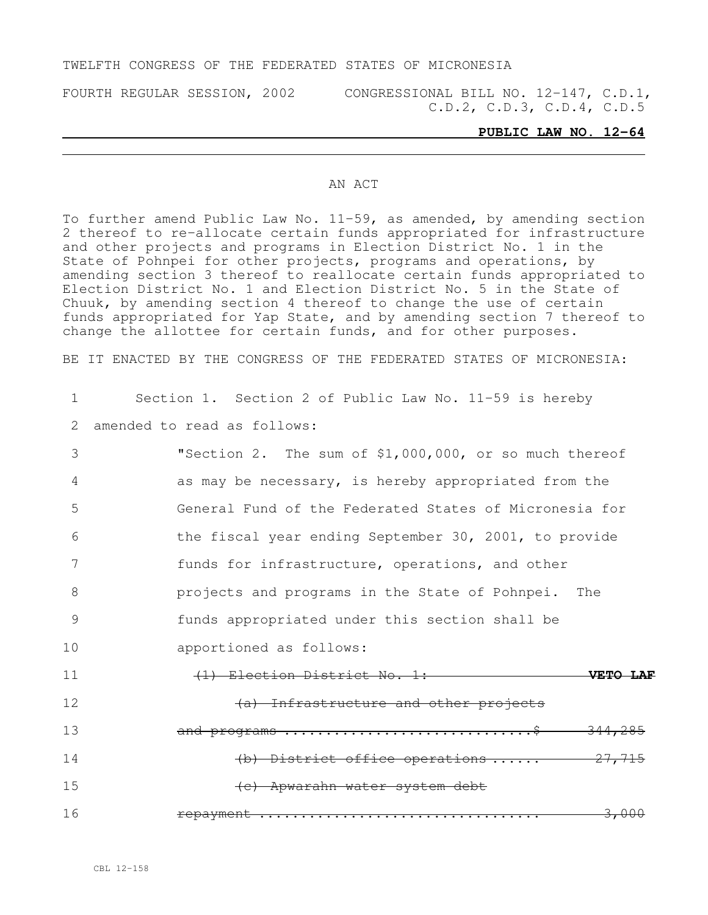TWELFTH CONGRESS OF THE FEDERATED STATES OF MICRONESIA

FOURTH REGULAR SESSION, 2002 CONGRESSIONAL BILL NO. 12-147, C.D.1, C.D.2, C.D.3, C.D.4, C.D.5

**PUBLIC LAW NO. 12-64**

AN ACT

To further amend Public Law No. 11-59, as amended, by amending section 2 thereof to re-allocate certain funds appropriated for infrastructure and other projects and programs in Election District No. 1 in the State of Pohnpei for other projects, programs and operations, by amending section 3 thereof to reallocate certain funds appropriated to Election District No. 1 and Election District No. 5 in the State of Chuuk, by amending section 4 thereof to change the use of certain funds appropriated for Yap State, and by amending section 7 thereof to change the allottee for certain funds, and for other purposes.

BE IT ENACTED BY THE CONGRESS OF THE FEDERATED STATES OF MICRONESIA:

1 Section 1. Section 2 of Public Law No. 11-59 is hereby
2 amended to read as follows:
3 "Section 2. The sum of $1,000,000, or so much thereof
4 as may be necessary, is hereby appropriated from the
5 General Fund of the Federated States of Micronesia for
6 the fiscal year ending September 30, 2001, to provide
7 funds for infrastructure, operations, and other
8 projects and programs in the State of Pohnpei. The
9 funds appropriated under this section shall be
10 apportioned as follows:
11 ~~(1) Election District No. 1:~~ **~~VETO LAF~~**
12 ~~(a) Infrastructure and other projects~~
13 ~~and programs ..............................$ 344,285~~
14 ~~(b) District office operations ...... 27,715~~
15 ~~(c) Apwarahn water system debt~~
16 ~~repayment ................................. 3,000~~

CBL 12-158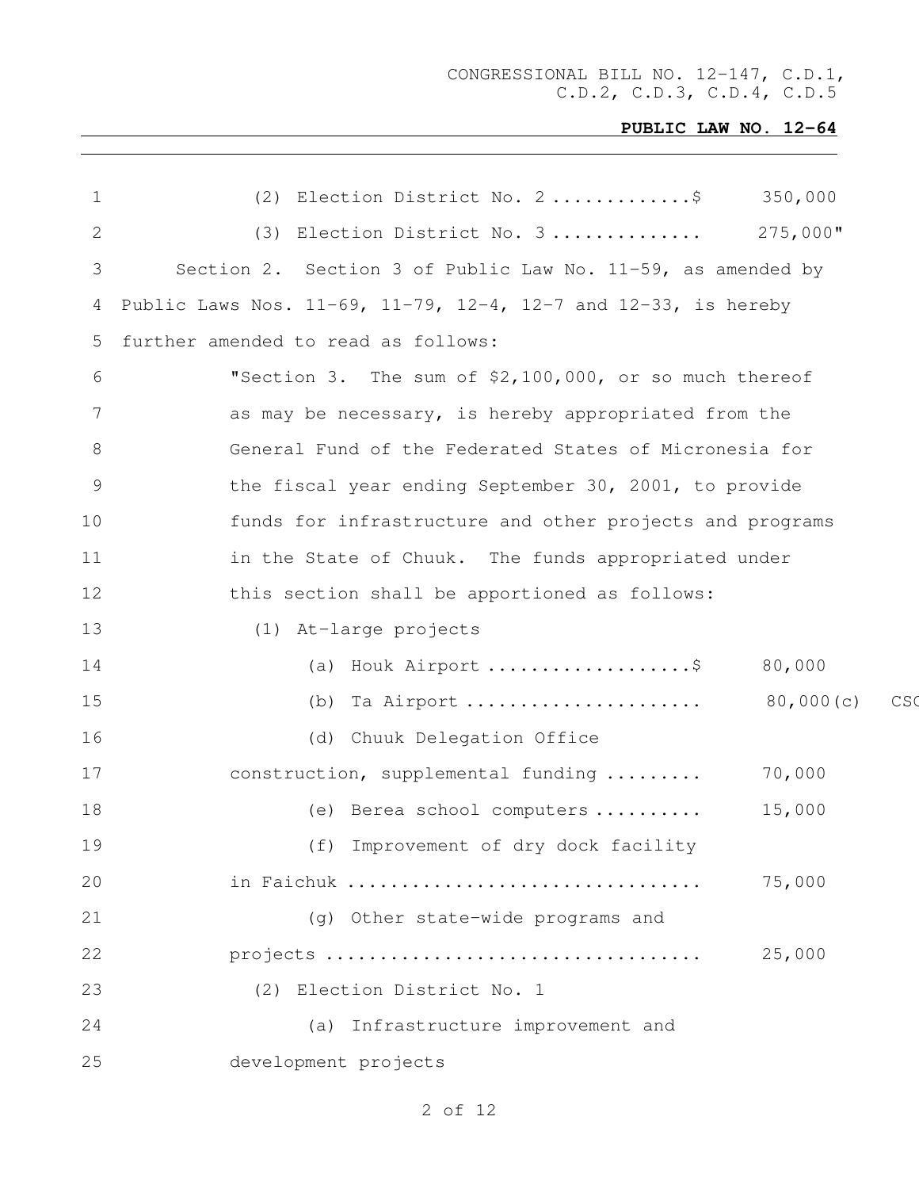(2) Election District No. 2 ............$ 350,000

(3) Election District No. 3 ............. 275,000"

Section 2. Section 3 of Public Law No. 11-59, as amended by Public Laws Nos. 11-69, 11-79, 12-4, 12-7 and 12-33, is hereby further amended to read as follows:

"Section 3. The sum of $2,100,000, or so much thereof as may be necessary, is hereby appropriated from the General Fund of the Federated States of Micronesia for the fiscal year ending September 30, 2001, to provide funds for infrastructure and other projects and programs in the State of Chuuk. The funds appropriated under this section shall be apportioned as follows:

(1) At-large projects

(a) Houk Airport ..................$ 80,000

(b) Ta Airport ..................... 80,000(c) CSC

(d) Chuuk Delegation Office construction, supplemental funding ......... 70,000

(e) Berea school computers .......... 15,000

(f) Improvement of dry dock facility in Faichuk ................................ 75,000

(g) Other state-wide programs and projects .................................. 25,000

(2) Election District No. 1

(a) Infrastructure improvement and development projects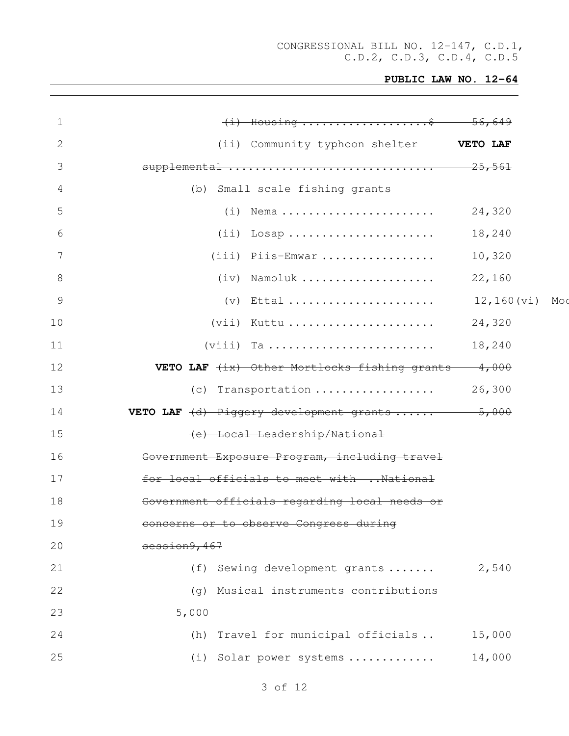~~(i) Housing ....................$ 56,649~~

~~(ii) Community typhoon shelter~~ **~~VETO LAF~~**
~~supplemental .............................. 25,561~~

(b) Small scale fishing grants

| | |
|---|---|
| (i) Nema ....................... | 24,320 |
| (ii) Losap ...................... | 18,240 |
| (iii) Piis-Emwar ................. | 10,320 |
| (iv) Namoluk .................... | 22,160 |
| (v) Ettal ...................... | 12,160(vi) Moc |
| (vii) Kuttu ...................... | 24,320 |
| (viii) Ta ......................... | 18,240 |
| **VETO LAF** ~~(ix) Other Mortlocks fishing grants~~ | ~~4,000~~ |

(c) Transportation .................. 26,300

**VETO LAF** ~~(d) Piggery development grants ...... 5,000~~

~~(e) Local Leadership/National Government Exposure Program, including travel for local officials to meet with ..National Government officials regarding local needs or concerns or to observe Congress during session9,467~~

(f) Sewing development grants ....... 2,540

(g) Musical instruments contributions
5,000

(h) Travel for municipal officials .. 15,000

(i) Solar power systems ............. 14,000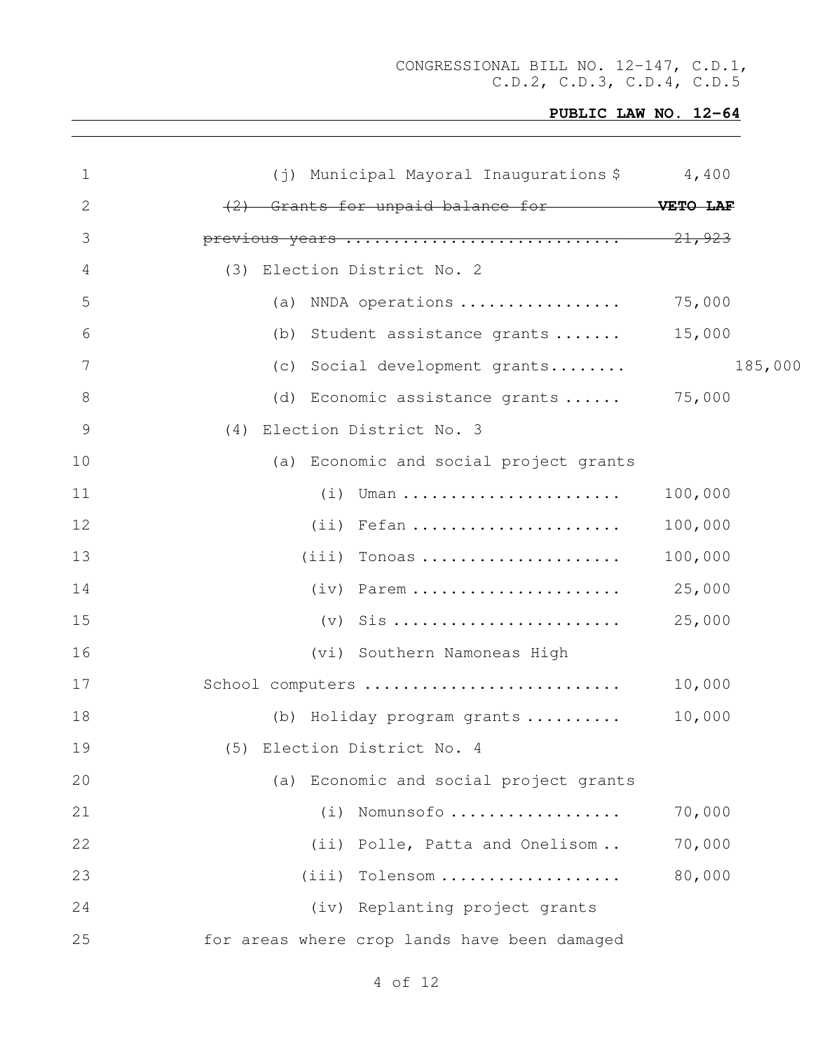CONGRESSIONAL BILL NO. 12-147, C.D.1, C.D.2, C.D.3, C.D.4, C.D.5

**PUBLIC LAW NO. 12-64**

(j) Municipal Mayoral Inaugurations $ 4,400

~~(2) Grants for unpaid balance for previous years ............................ 21,923~~ **VETO LAF**

(3) Election District No. 2

(a) NNDA operations ................. 75,000

(b) Student assistance grants ....... 15,000

(c) Social development grants........ 185,000

(d) Economic assistance grants ...... 75,000

(4) Election District No. 3

(a) Economic and social project grants

(i) Uman ....................... 100,000

(ii) Fefan ...................... 100,000

(iii) Tonoas ..................... 100,000

(iv) Parem ...................... 25,000

(v) Sis ........................ 25,000

(vi) Southern Namoneas High School computers ........................... 10,000

(b) Holiday program grants .......... 10,000

(5) Election District No. 4

(a) Economic and social project grants

(i) Nomunsofo .................. 70,000

(ii) Polle, Patta and Onelisom .. 70,000

(iii) Tolensom ................... 80,000

(iv) Replanting project grants for areas where crop lands have been damaged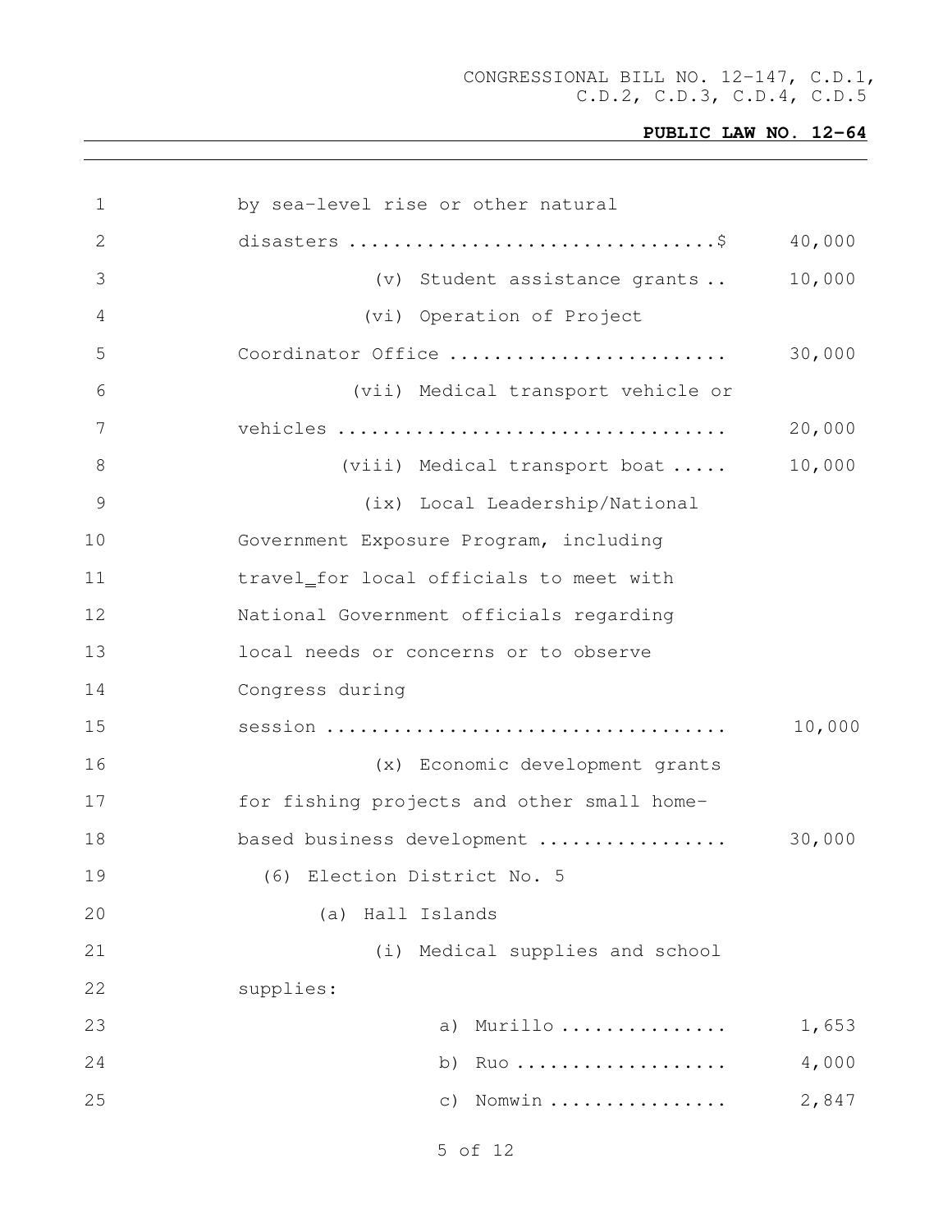by sea-level rise or other natural disasters ................................$ 40,000

(v) Student assistance grants .. 10,000

(vi) Operation of Project Coordinator Office ........................ 30,000

(vii) Medical transport vehicle or vehicles ................................. 20,000

(viii) Medical transport boat ..... 10,000

(ix) Local Leadership/National Government Exposure Program, including travel_for local officials to meet with National Government officials regarding local needs or concerns or to observe Congress during session .................................. 10,000

(x) Economic development grants for fishing projects and other small home-based business development ................ 30,000

(6) Election District No. 5

(a) Hall Islands

(i) Medical supplies and school supplies:

a) Murillo .............. 1,653

b) Ruo .................. 4,000

c) Nomwin ............... 2,847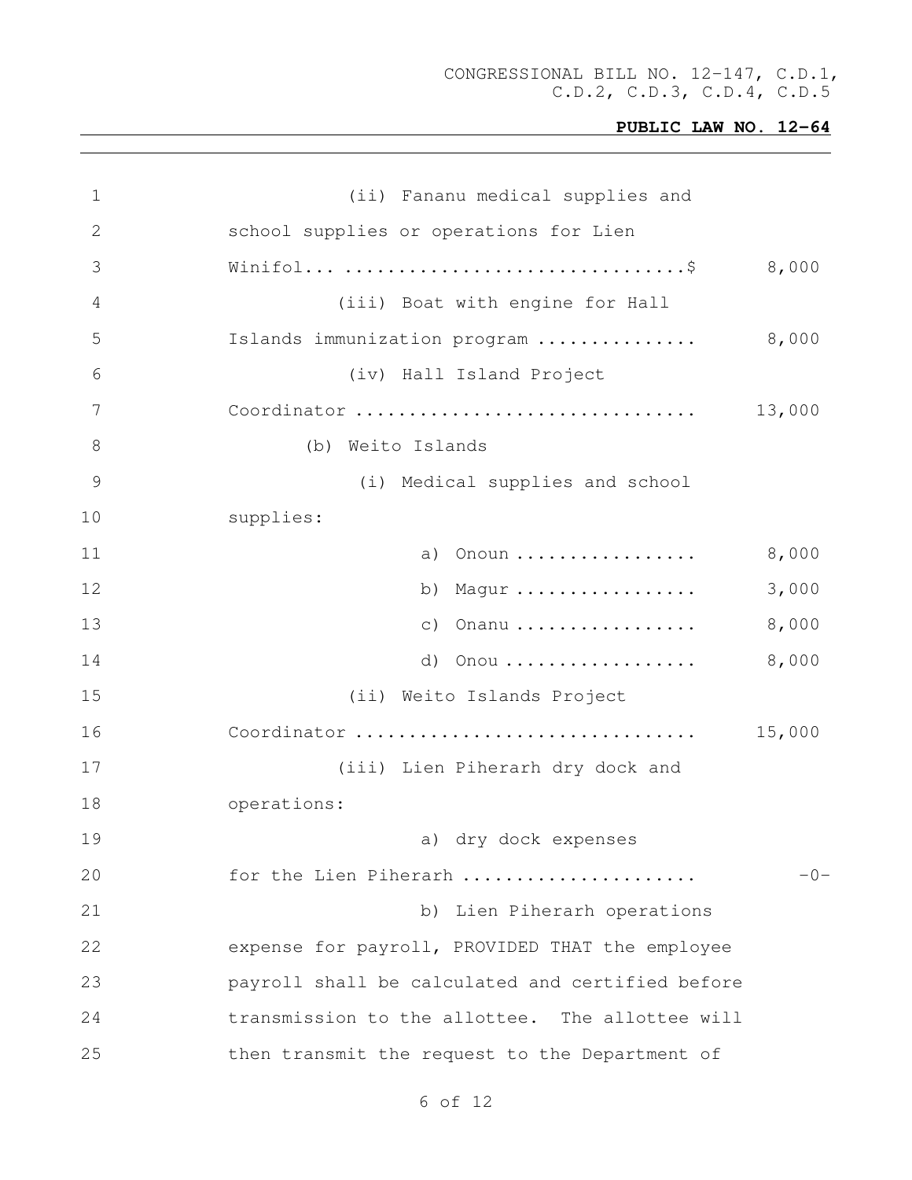(ii) Fananu medical supplies and school supplies or operations for Lien Winifol... ................................$ 8,000

(iii) Boat with engine for Hall Islands immunization program ............... 8,000

(iv) Hall Island Project Coordinator ............................... 13,000

(b) Weito Islands

(i) Medical supplies and school supplies:

a) Onoun ................. 8,000

b) Magur ................. 3,000

c) Onanu ................. 8,000

d) Onou .................. 8,000

(ii) Weito Islands Project Coordinator ............................... 15,000

(iii) Lien Piherarh dry dock and operations:

a) dry dock expenses for the Lien Piherarh ..................... -0-

b) Lien Piherarh operations expense for payroll, PROVIDED THAT the employee payroll shall be calculated and certified before transmission to the allottee. The allottee will then transmit the request to the Department of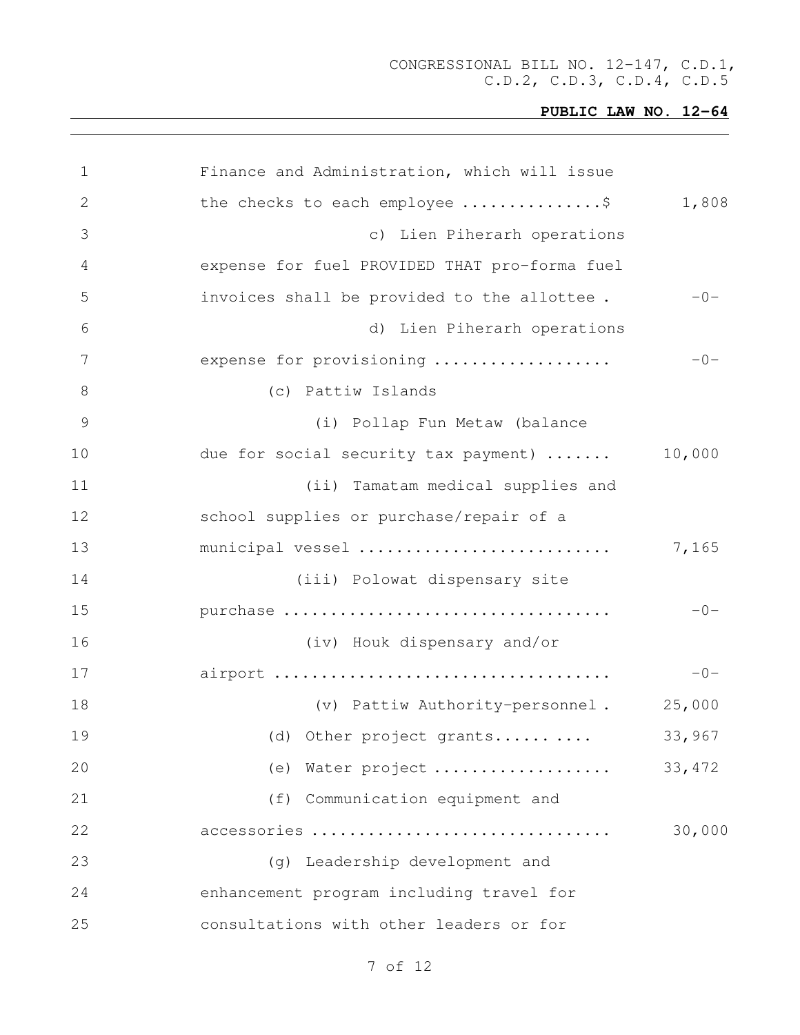Finance and Administration, which will issue the checks to each employee ...............$ 1,808

c) Lien Piherarh operations expense for fuel PROVIDED THAT pro-forma fuel invoices shall be provided to the allottee . -0-

d) Lien Piherarh operations expense for provisioning .................. -0-

(c) Pattiw Islands

(i) Pollap Fun Metaw (balance due for social security tax payment) ....... 10,000

(ii) Tamatam medical supplies and school supplies or purchase/repair of a municipal vessel ........................... 7,165

(iii) Polowat dispensary site purchase .................................. -0-

(iv) Houk dispensary and/or airport .................................... -0-

(v) Pattiw Authority-personnel . 25,000

(d) Other project grants.......... 33,967

(e) Water project .................. 33,472

(f) Communication equipment and accessories ............................... 30,000

(g) Leadership development and enhancement program including travel for consultations with other leaders or for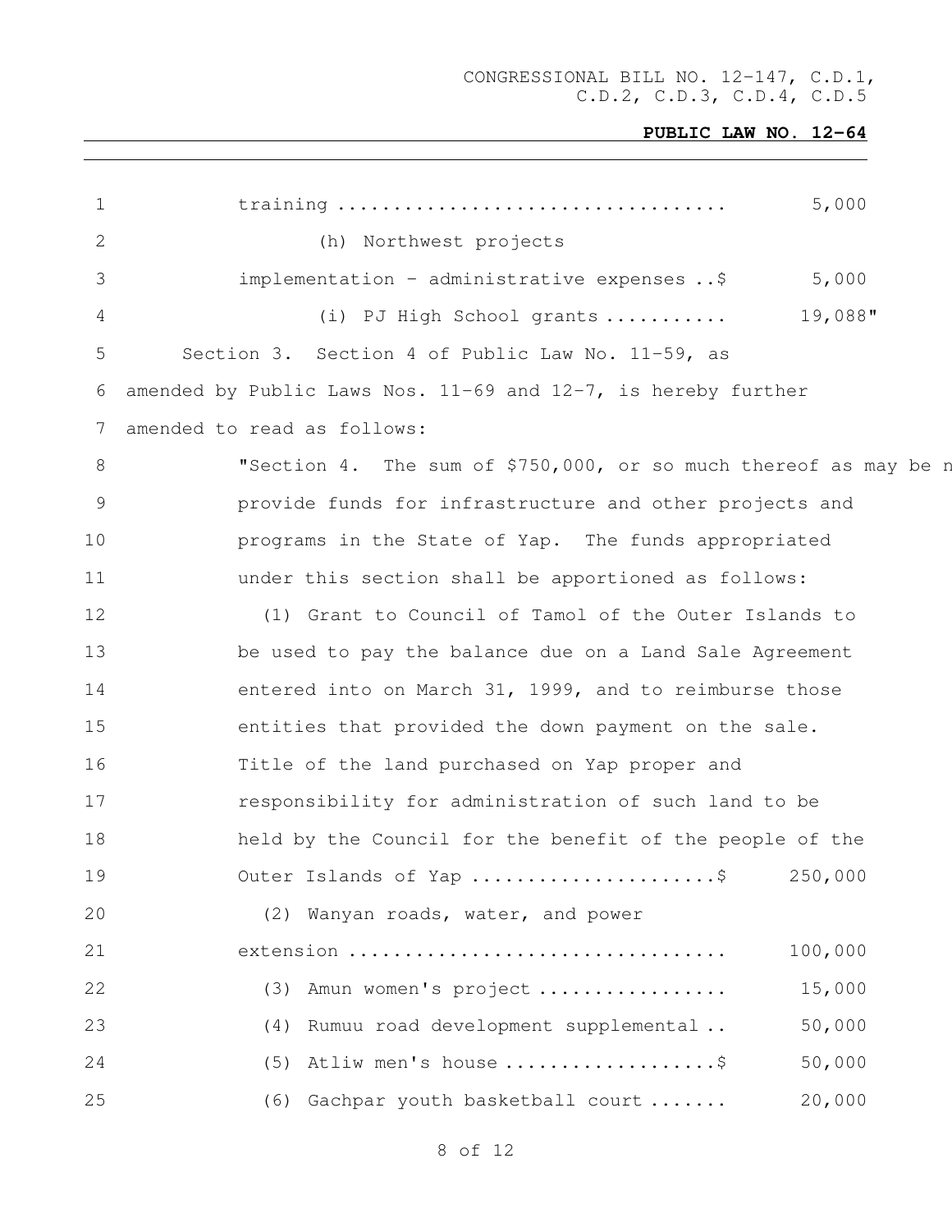training .................................. 5,000

(h) Northwest projects implementation - administrative expenses ..$ 5,000

(i) PJ High School grants ........... 19,088"

Section 3. Section 4 of Public Law No. 11-59, as amended by Public Laws Nos. 11-69 and 12-7, is hereby further amended to read as follows:

"Section 4. The sum of $750,000, or so much thereof as may be n provide funds for infrastructure and other projects and programs in the State of Yap. The funds appropriated under this section shall be apportioned as follows:

(1) Grant to Council of Tamol of the Outer Islands to be used to pay the balance due on a Land Sale Agreement entered into on March 31, 1999, and to reimburse those entities that provided the down payment on the sale. Title of the land purchased on Yap proper and responsibility for administration of such land to be held by the Council for the benefit of the people of the Outer Islands of Yap .....................$ 250,000

(2) Wanyan roads, water, and power extension ................................. 100,000

(3) Amun women's project ................ 15,000

(4) Rumuu road development supplemental .. 50,000

(5) Atliw men's house ..................$ 50,000

(6) Gachpar youth basketball court ....... 20,000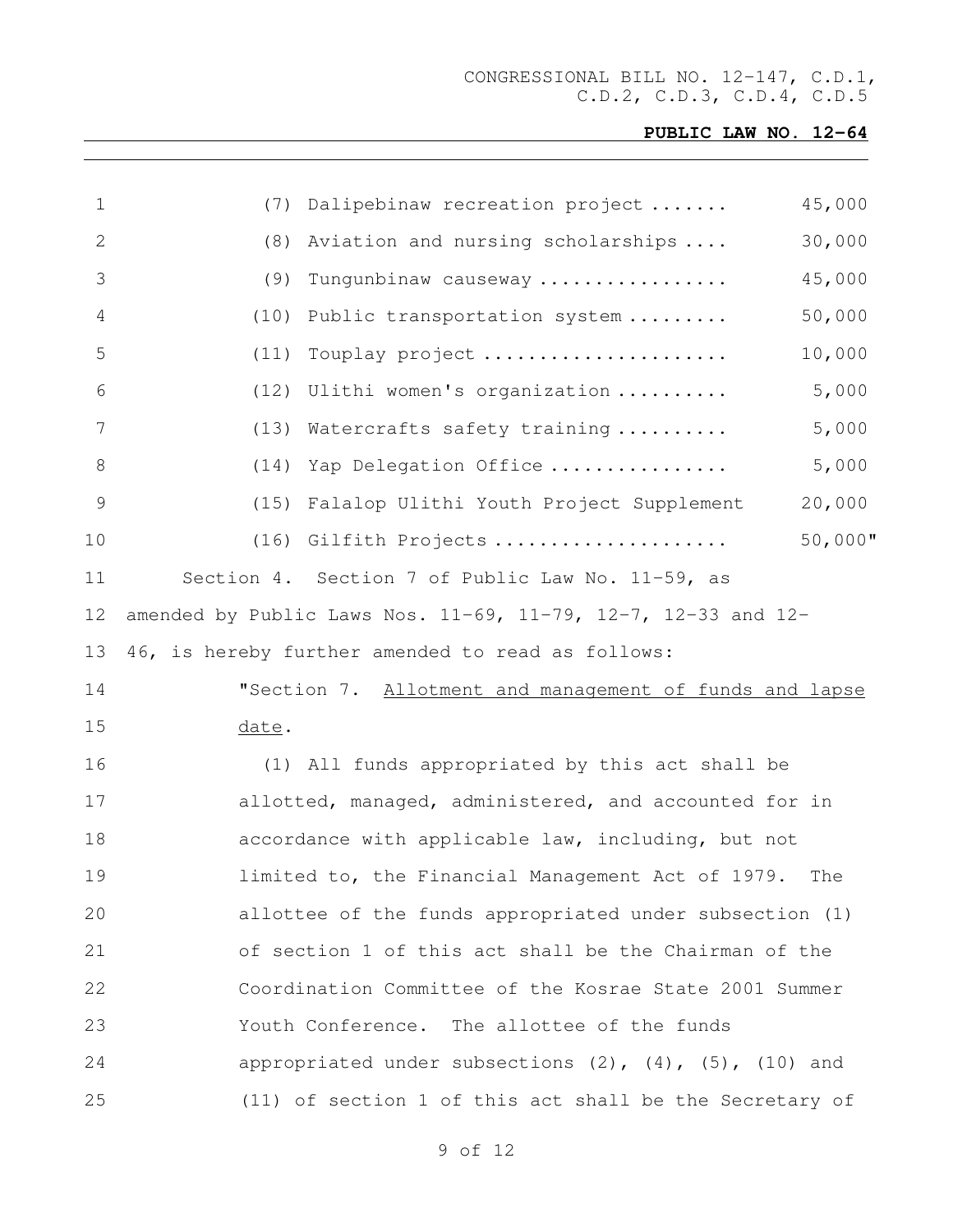(7) Dalipebinaw recreation project ....... 45,000

(8) Aviation and nursing scholarships .... 30,000

(9) Tungunbinaw causeway ................. 45,000

(10) Public transportation system ......... 50,000

(11) Touplay project ...................... 10,000

(12) Ulithi women's organization .......... 5,000

(13) Watercrafts safety training .......... 5,000

(14) Yap Delegation Office ................ 5,000

(15) Falalop Ulithi Youth Project Supplement 20,000

(16) Gilfith Projects ..................... 50,000"

Section 4. Section 7 of Public Law No. 11-59, as amended by Public Laws Nos. 11-69, 11-79, 12-7, 12-33 and 12-46, is hereby further amended to read as follows:

"Section 7. Allotment and management of funds and lapse date.

(1) All funds appropriated by this act shall be allotted, managed, administered, and accounted for in accordance with applicable law, including, but not limited to, the Financial Management Act of 1979. The allottee of the funds appropriated under subsection (1) of section 1 of this act shall be the Chairman of the Coordination Committee of the Kosrae State 2001 Summer Youth Conference. The allottee of the funds appropriated under subsections (2), (4), (5), (10) and (11) of section 1 of this act shall be the Secretary of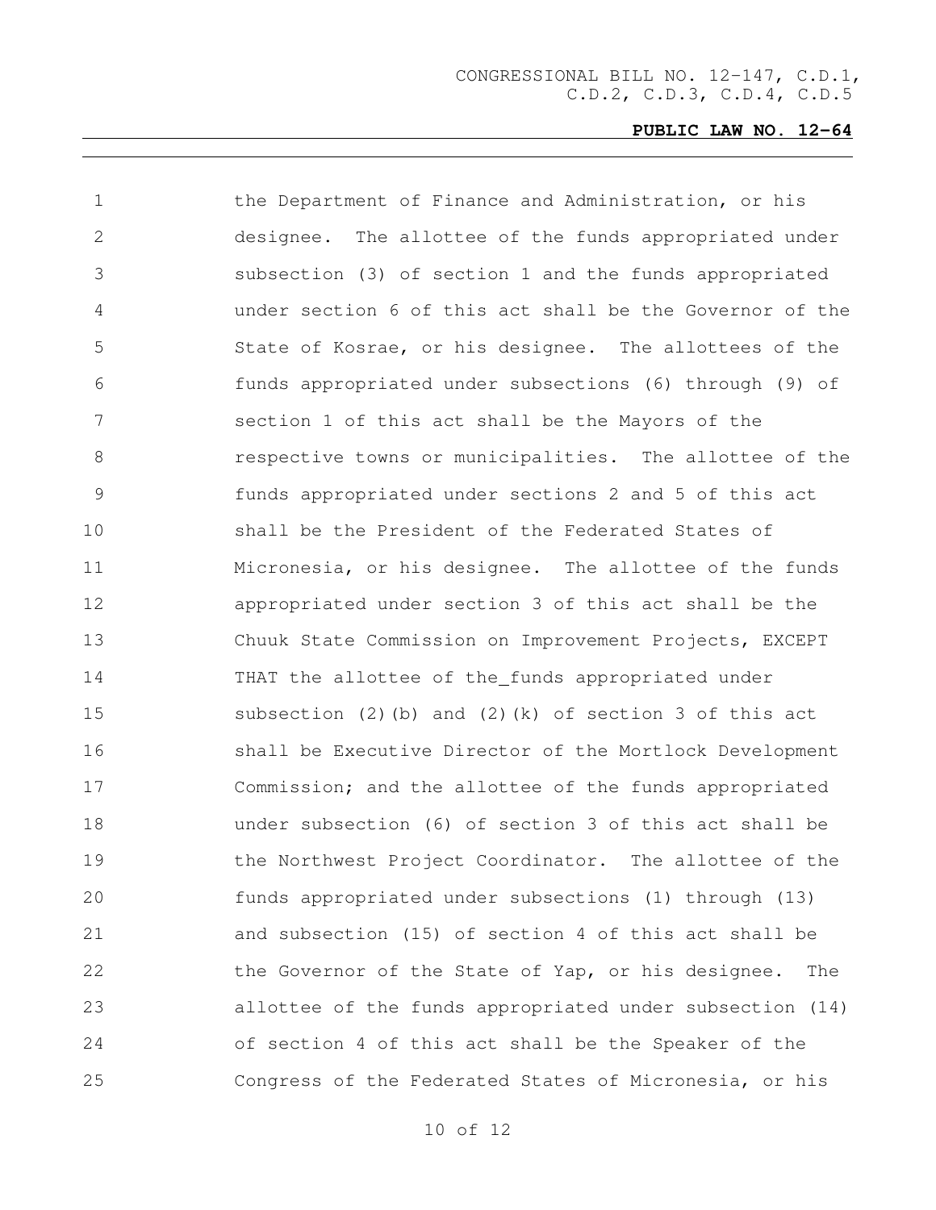the Department of Finance and Administration, or his designee. The allottee of the funds appropriated under subsection (3) of section 1 and the funds appropriated under section 6 of this act shall be the Governor of the State of Kosrae, or his designee. The allottees of the funds appropriated under subsections (6) through (9) of section 1 of this act shall be the Mayors of the respective towns or municipalities. The allottee of the funds appropriated under sections 2 and 5 of this act shall be the President of the Federated States of Micronesia, or his designee. The allottee of the funds appropriated under section 3 of this act shall be the Chuuk State Commission on Improvement Projects, EXCEPT THAT the allottee of the_funds appropriated under subsection (2)(b) and (2)(k) of section 3 of this act shall be Executive Director of the Mortlock Development Commission; and the allottee of the funds appropriated under subsection (6) of section 3 of this act shall be the Northwest Project Coordinator. The allottee of the funds appropriated under subsections (1) through (13) and subsection (15) of section 4 of this act shall be the Governor of the State of Yap, or his designee. The allottee of the funds appropriated under subsection (14) of section 4 of this act shall be the Speaker of the Congress of the Federated States of Micronesia, or his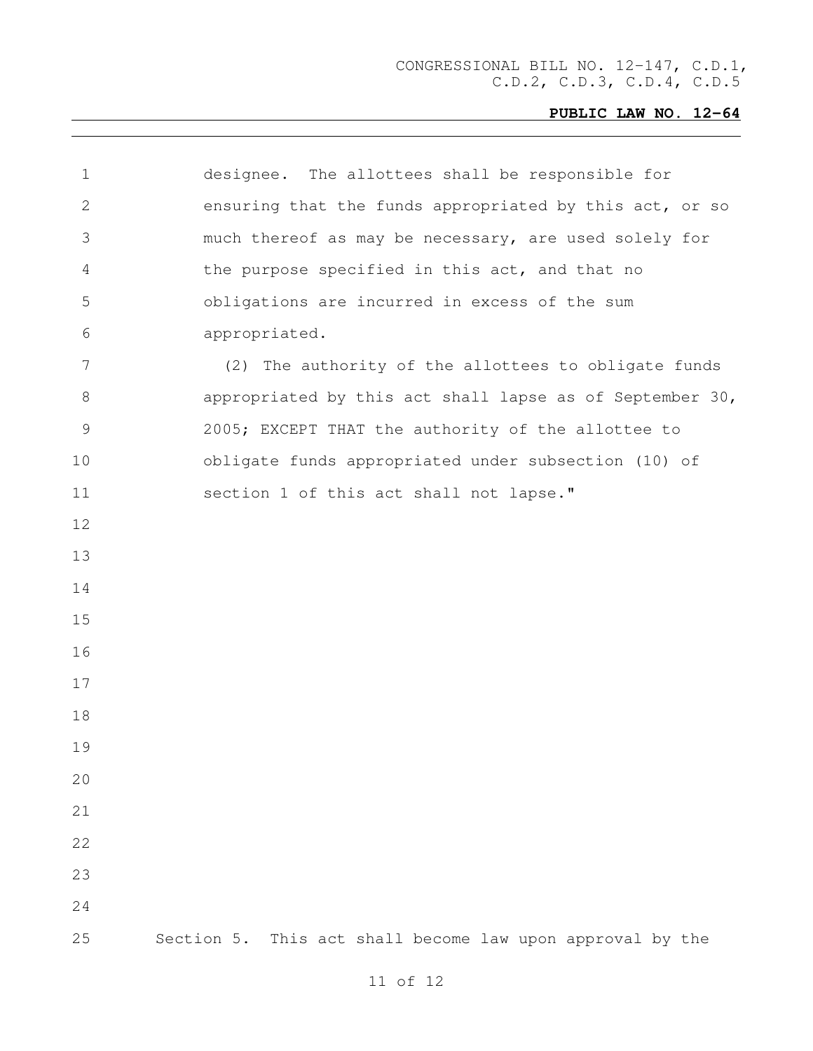designee. The allottees shall be responsible for ensuring that the funds appropriated by this act, or so much thereof as may be necessary, are used solely for the purpose specified in this act, and that no obligations are incurred in excess of the sum appropriated.

(2) The authority of the allottees to obligate funds appropriated by this act shall lapse as of September 30, 2005; EXCEPT THAT the authority of the allottee to obligate funds appropriated under subsection (10) of section 1 of this act shall not lapse."

Section 5. This act shall become law upon approval by the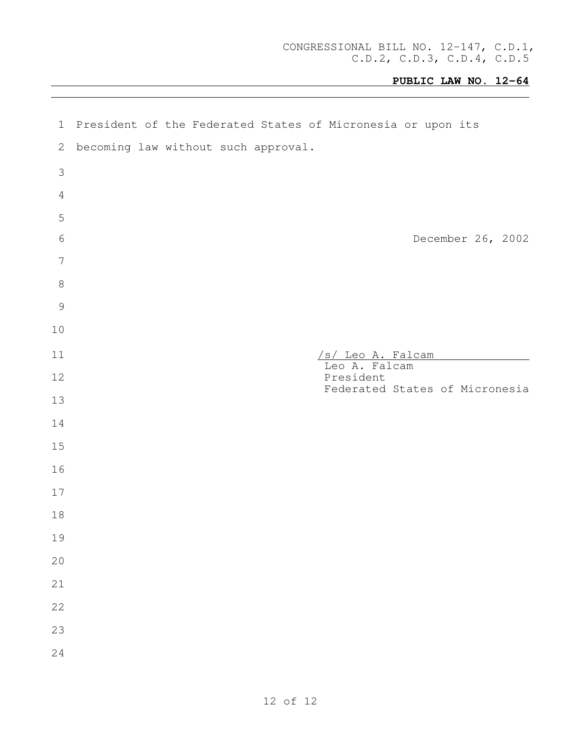President of the Federated States of Micronesia or upon its becoming law without such approval.

December 26, 2002

/s/ Leo A. Falcam
Leo A. Falcam
President
Federated States of Micronesia